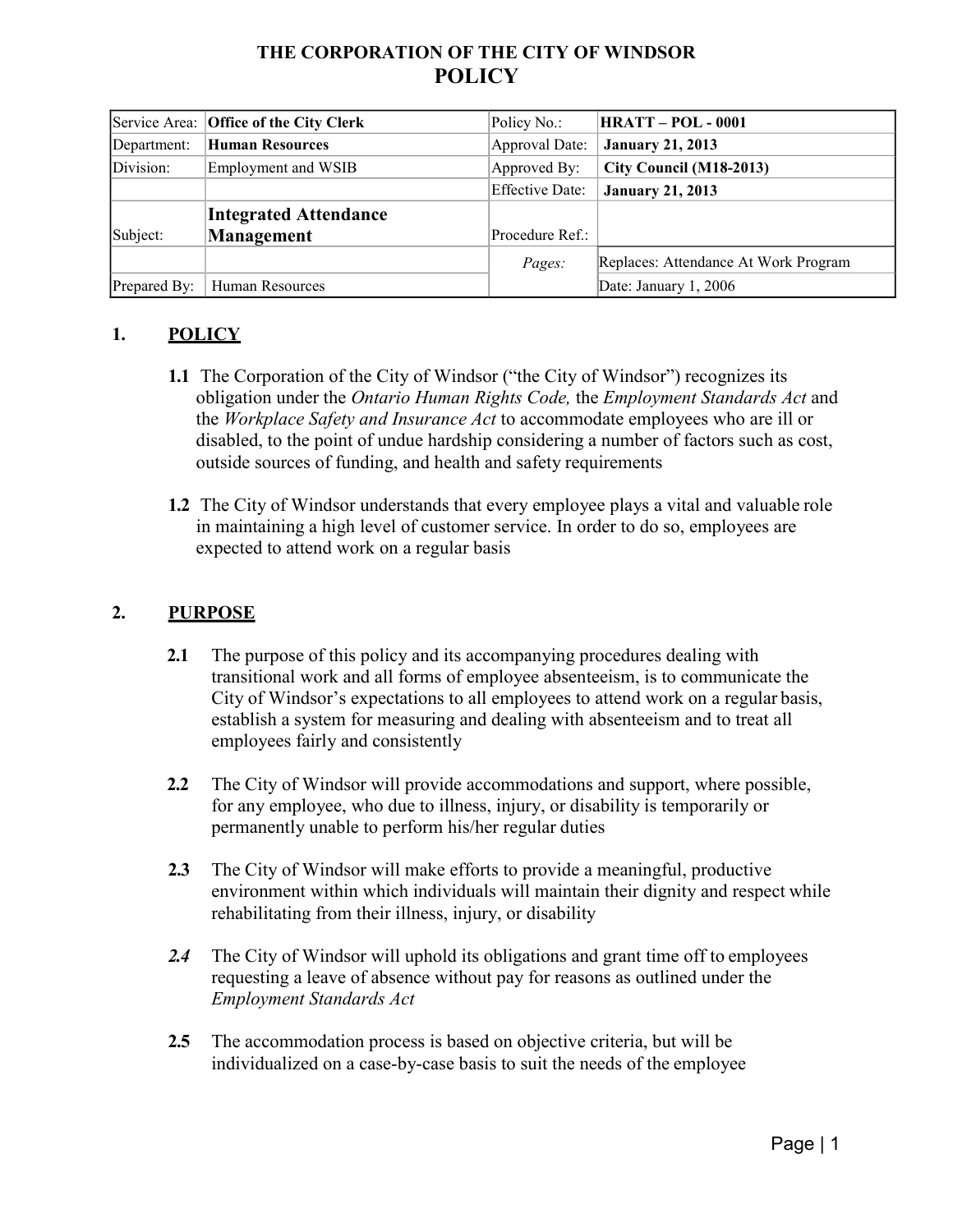# THE CORPORATION OF THE CITY OF WINDSOR
# POLICY

| Service Area: | **Office of the City Clerk** | Policy No.: | **HRATT – POL - 0001** |
|---|---|---|---|
| Department: | **Human Resources** | Approval Date: | **January 21, 2013** |
| Division: | Employment and WSIB | Approved By: | **City Council (M18-2013)** |
| | | Effective Date: | **January 21, 2013** |
| Subject: | **Integrated Attendance Management** | Procedure Ref.: | |
| | | *Pages:* | Replaces: Attendance At Work Program |
| Prepared By: | Human Resources | | Date: January 1, 2006 |

## 1. POLICY

**1.1** The Corporation of the City of Windsor ("the City of Windsor") recognizes its obligation under the *Ontario Human Rights Code,* the *Employment Standards Act* and the *Workplace Safety and Insurance Act* to accommodate employees who are ill or disabled, to the point of undue hardship considering a number of factors such as cost, outside sources of funding, and health and safety requirements

**1.2** The City of Windsor understands that every employee plays a vital and valuable role in maintaining a high level of customer service. In order to do so, employees are expected to attend work on a regular basis

## 2. PURPOSE

**2.1** The purpose of this policy and its accompanying procedures dealing with transitional work and all forms of employee absenteeism, is to communicate the City of Windsor's expectations to all employees to attend work on a regular basis, establish a system for measuring and dealing with absenteeism and to treat all employees fairly and consistently

**2.2** The City of Windsor will provide accommodations and support, where possible, for any employee, who due to illness, injury, or disability is temporarily or permanently unable to perform his/her regular duties

**2.3** The City of Windsor will make efforts to provide a meaningful, productive environment within which individuals will maintain their dignity and respect while rehabilitating from their illness, injury, or disability

***2.4*** The City of Windsor will uphold its obligations and grant time off to employees requesting a leave of absence without pay for reasons as outlined under the *Employment Standards Act*

**2.5** The accommodation process is based on objective criteria, but will be individualized on a case-by-case basis to suit the needs of the employee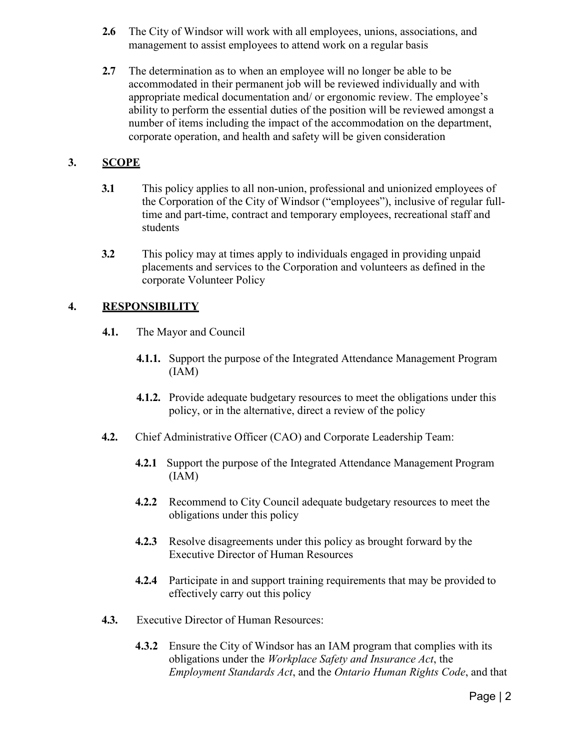**2.6** The City of Windsor will work with all employees, unions, associations, and management to assist employees to attend work on a regular basis

**2.7** The determination as to when an employee will no longer be able to be accommodated in their permanent job will be reviewed individually and with appropriate medical documentation and/ or ergonomic review. The employee's ability to perform the essential duties of the position will be reviewed amongst a number of items including the impact of the accommodation on the department, corporate operation, and health and safety will be given consideration

## 3. SCOPE

**3.1** This policy applies to all non-union, professional and unionized employees of the Corporation of the City of Windsor ("employees"), inclusive of regular full-time and part-time, contract and temporary employees, recreational staff and students

**3.2** This policy may at times apply to individuals engaged in providing unpaid placements and services to the Corporation and volunteers as defined in the corporate Volunteer Policy

## 4. RESPONSIBILITY

**4.1.** The Mayor and Council

**4.1.1.** Support the purpose of the Integrated Attendance Management Program (IAM)

**4.1.2.** Provide adequate budgetary resources to meet the obligations under this policy, or in the alternative, direct a review of the policy

**4.2.** Chief Administrative Officer (CAO) and Corporate Leadership Team:

**4.2.1** Support the purpose of the Integrated Attendance Management Program (IAM)

**4.2.2** Recommend to City Council adequate budgetary resources to meet the obligations under this policy

**4.2.3** Resolve disagreements under this policy as brought forward by the Executive Director of Human Resources

**4.2.4** Participate in and support training requirements that may be provided to effectively carry out this policy

**4.3.** Executive Director of Human Resources:

**4.3.2** Ensure the City of Windsor has an IAM program that complies with its obligations under the *Workplace Safety and Insurance Act*, the *Employment Standards Act*, and the *Ontario Human Rights Code*, and that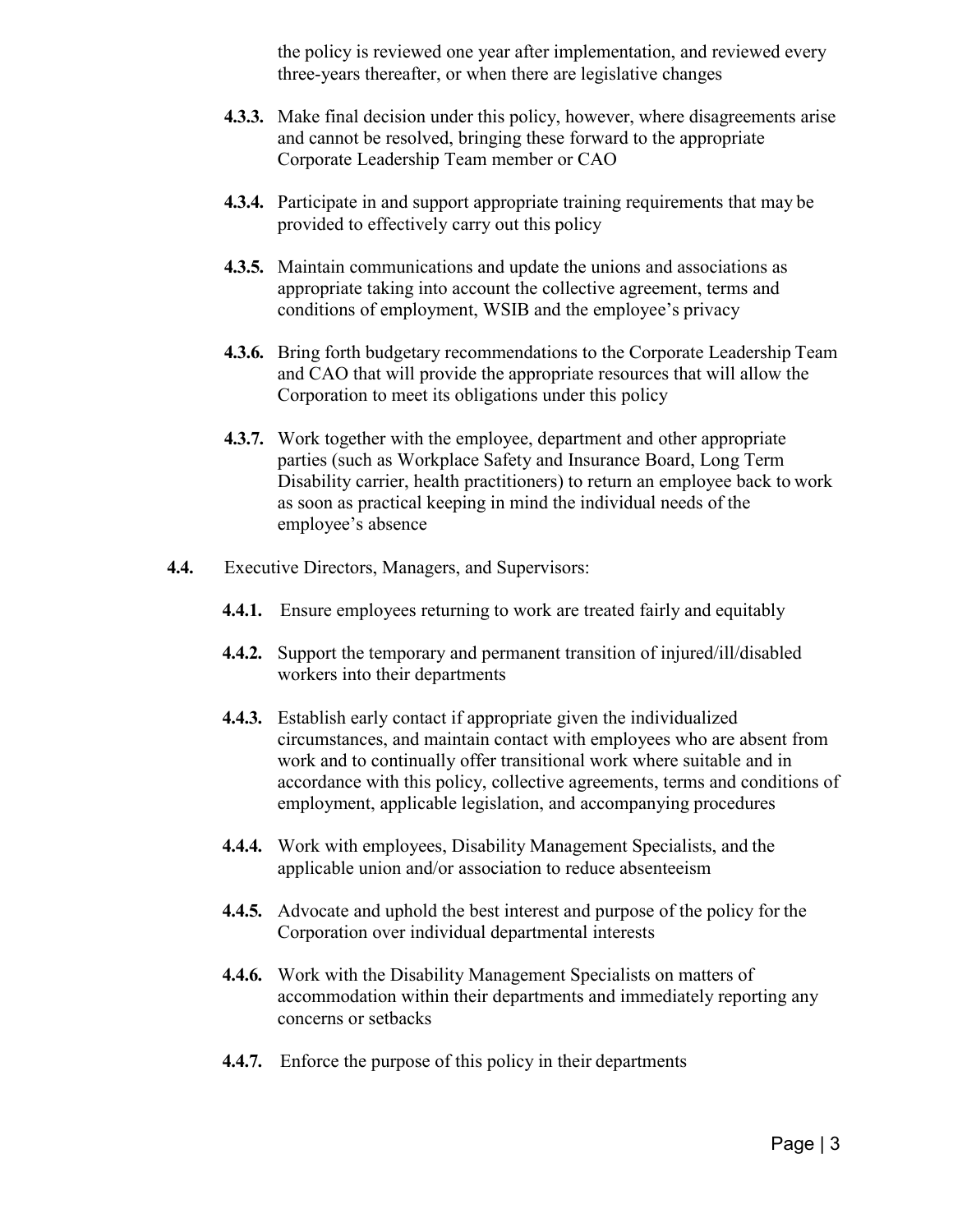the policy is reviewed one year after implementation, and reviewed every three-years thereafter, or when there are legislative changes

**4.3.3.** Make final decision under this policy, however, where disagreements arise and cannot be resolved, bringing these forward to the appropriate Corporate Leadership Team member or CAO

**4.3.4.** Participate in and support appropriate training requirements that may be provided to effectively carry out this policy

**4.3.5.** Maintain communications and update the unions and associations as appropriate taking into account the collective agreement, terms and conditions of employment, WSIB and the employee's privacy

**4.3.6.** Bring forth budgetary recommendations to the Corporate Leadership Team and CAO that will provide the appropriate resources that will allow the Corporation to meet its obligations under this policy

**4.3.7.** Work together with the employee, department and other appropriate parties (such as Workplace Safety and Insurance Board, Long Term Disability carrier, health practitioners) to return an employee back to work as soon as practical keeping in mind the individual needs of the employee's absence

**4.4.** Executive Directors, Managers, and Supervisors:

**4.4.1.** Ensure employees returning to work are treated fairly and equitably

**4.4.2.** Support the temporary and permanent transition of injured/ill/disabled workers into their departments

**4.4.3.** Establish early contact if appropriate given the individualized circumstances, and maintain contact with employees who are absent from work and to continually offer transitional work where suitable and in accordance with this policy, collective agreements, terms and conditions of employment, applicable legislation, and accompanying procedures

**4.4.4.** Work with employees, Disability Management Specialists, and the applicable union and/or association to reduce absenteeism

**4.4.5.** Advocate and uphold the best interest and purpose of the policy for the Corporation over individual departmental interests

**4.4.6.** Work with the Disability Management Specialists on matters of accommodation within their departments and immediately reporting any concerns or setbacks

**4.4.7.** Enforce the purpose of this policy in their departments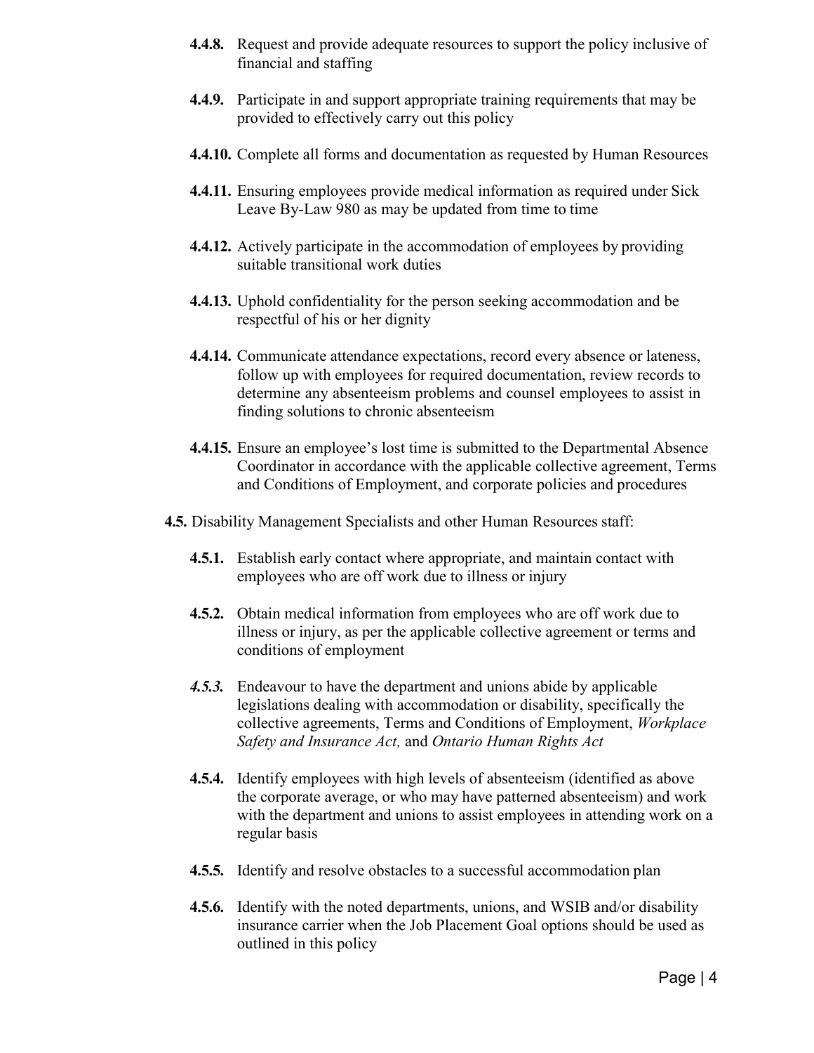**4.4.8.** Request and provide adequate resources to support the policy inclusive of financial and staffing

**4.4.9.** Participate in and support appropriate training requirements that may be provided to effectively carry out this policy

**4.4.10.** Complete all forms and documentation as requested by Human Resources

**4.4.11.** Ensuring employees provide medical information as required under Sick Leave By-Law 980 as may be updated from time to time

**4.4.12.** Actively participate in the accommodation of employees by providing suitable transitional work duties

**4.4.13.** Uphold confidentiality for the person seeking accommodation and be respectful of his or her dignity

**4.4.14.** Communicate attendance expectations, record every absence or lateness, follow up with employees for required documentation, review records to determine any absenteeism problems and counsel employees to assist in finding solutions to chronic absenteeism

**4.4.15.** Ensure an employee's lost time is submitted to the Departmental Absence Coordinator in accordance with the applicable collective agreement, Terms and Conditions of Employment, and corporate policies and procedures

**4.5.** Disability Management Specialists and other Human Resources staff:

**4.5.1.** Establish early contact where appropriate, and maintain contact with employees who are off work due to illness or injury

**4.5.2.** Obtain medical information from employees who are off work due to illness or injury, as per the applicable collective agreement or terms and conditions of employment

***4.5.3.*** Endeavour to have the department and unions abide by applicable legislations dealing with accommodation or disability, specifically the collective agreements, Terms and Conditions of Employment, *Workplace Safety and Insurance Act,* and *Ontario Human Rights Act*

**4.5.4.** Identify employees with high levels of absenteeism (identified as above the corporate average, or who may have patterned absenteeism) and work with the department and unions to assist employees in attending work on a regular basis

**4.5.5.** Identify and resolve obstacles to a successful accommodation plan

**4.5.6.** Identify with the noted departments, unions, and WSIB and/or disability insurance carrier when the Job Placement Goal options should be used as outlined in this policy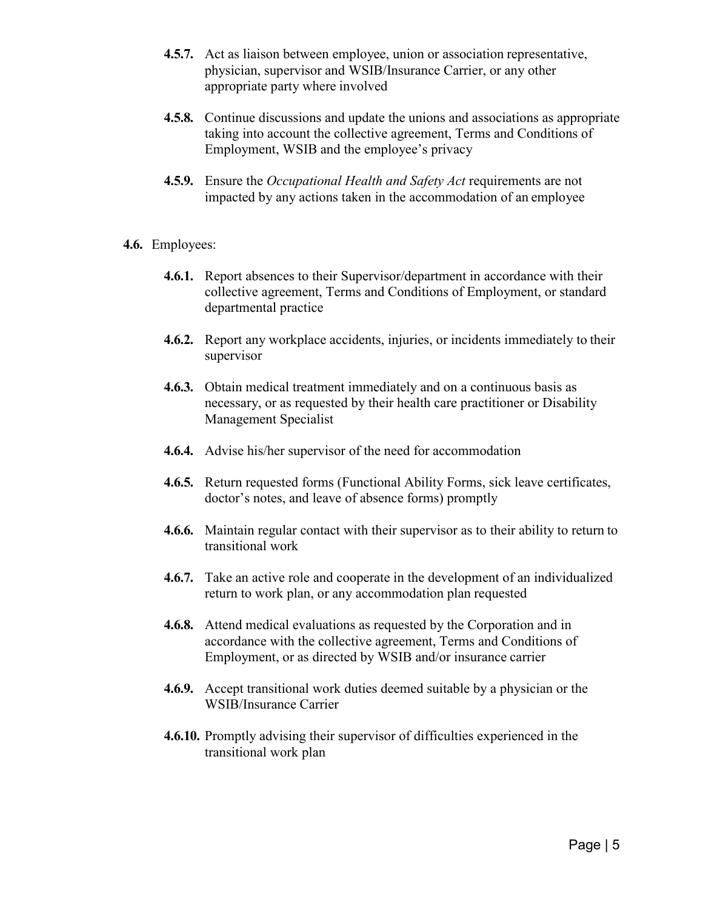**4.5.7.** Act as liaison between employee, union or association representative, physician, supervisor and WSIB/Insurance Carrier, or any other appropriate party where involved

**4.5.8.** Continue discussions and update the unions and associations as appropriate taking into account the collective agreement, Terms and Conditions of Employment, WSIB and the employee's privacy

**4.5.9.** Ensure the *Occupational Health and Safety Act* requirements are not impacted by any actions taken in the accommodation of an employee

**4.6.** Employees:

**4.6.1.** Report absences to their Supervisor/department in accordance with their collective agreement, Terms and Conditions of Employment, or standard departmental practice

**4.6.2.** Report any workplace accidents, injuries, or incidents immediately to their supervisor

**4.6.3.** Obtain medical treatment immediately and on a continuous basis as necessary, or as requested by their health care practitioner or Disability Management Specialist

**4.6.4.** Advise his/her supervisor of the need for accommodation

**4.6.5.** Return requested forms (Functional Ability Forms, sick leave certificates, doctor's notes, and leave of absence forms) promptly

**4.6.6.** Maintain regular contact with their supervisor as to their ability to return to transitional work

**4.6.7.** Take an active role and cooperate in the development of an individualized return to work plan, or any accommodation plan requested

**4.6.8.** Attend medical evaluations as requested by the Corporation and in accordance with the collective agreement, Terms and Conditions of Employment, or as directed by WSIB and/or insurance carrier

**4.6.9.** Accept transitional work duties deemed suitable by a physician or the WSIB/Insurance Carrier

**4.6.10.** Promptly advising their supervisor of difficulties experienced in the transitional work plan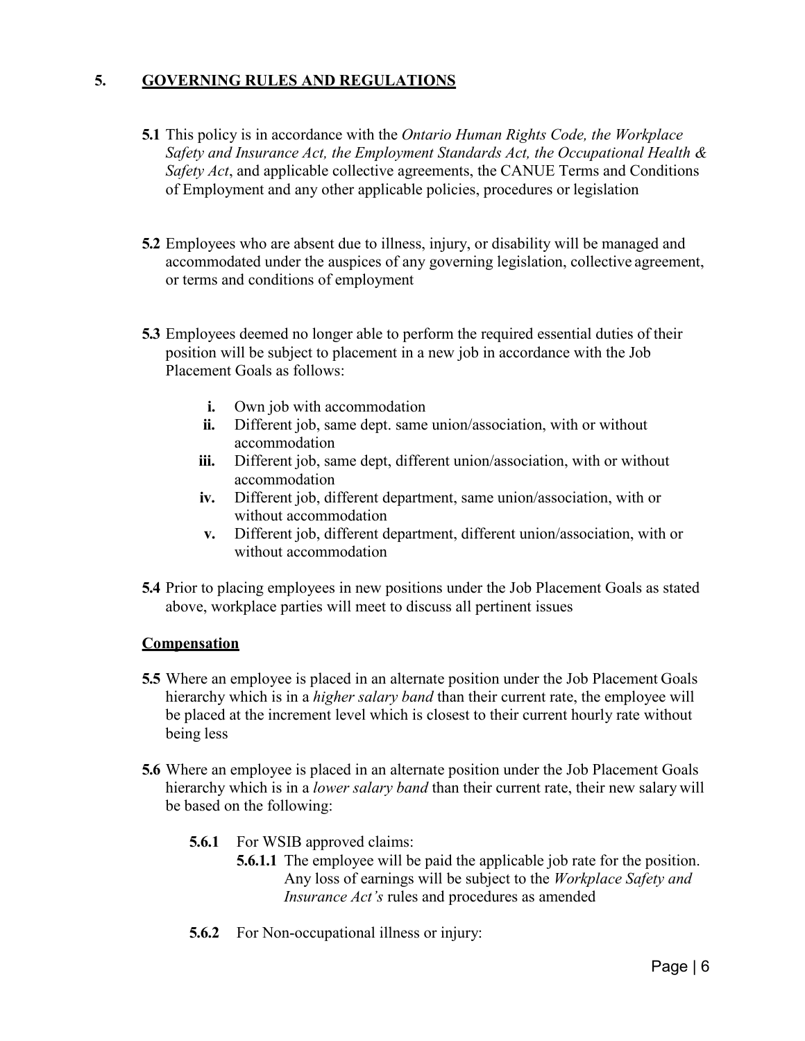## 5. GOVERNING RULES AND REGULATIONS

**5.1** This policy is in accordance with the *Ontario Human Rights Code, the Workplace Safety and Insurance Act, the Employment Standards Act, the Occupational Health & Safety Act*, and applicable collective agreements, the CANUE Terms and Conditions of Employment and any other applicable policies, procedures or legislation

**5.2** Employees who are absent due to illness, injury, or disability will be managed and accommodated under the auspices of any governing legislation, collective agreement, or terms and conditions of employment

**5.3** Employees deemed no longer able to perform the required essential duties of their position will be subject to placement in a new job in accordance with the Job Placement Goals as follows:

- **i.** Own job with accommodation
- **ii.** Different job, same dept. same union/association, with or without accommodation
- **iii.** Different job, same dept, different union/association, with or without accommodation
- **iv.** Different job, different department, same union/association, with or without accommodation
- **v.** Different job, different department, different union/association, with or without accommodation

**5.4** Prior to placing employees in new positions under the Job Placement Goals as stated above, workplace parties will meet to discuss all pertinent issues

### Compensation

**5.5** Where an employee is placed in an alternate position under the Job Placement Goals hierarchy which is in a *higher salary band* than their current rate, the employee will be placed at the increment level which is closest to their current hourly rate without being less

**5.6** Where an employee is placed in an alternate position under the Job Placement Goals hierarchy which is in a *lower salary band* than their current rate, their new salary will be based on the following:

- **5.6.1** For WSIB approved claims:
  - **5.6.1.1** The employee will be paid the applicable job rate for the position. Any loss of earnings will be subject to the *Workplace Safety and Insurance Act's* rules and procedures as amended
- **5.6.2** For Non-occupational illness or injury: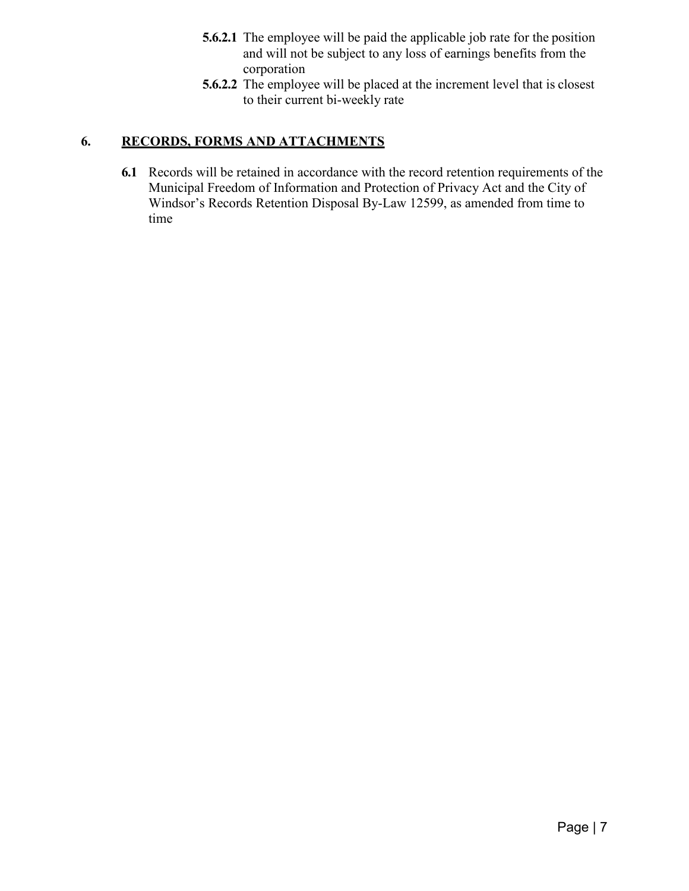**5.6.2.1** The employee will be paid the applicable job rate for the position and will not be subject to any loss of earnings benefits from the corporation

**5.6.2.2** The employee will be placed at the increment level that is closest to their current bi-weekly rate

## 6. RECORDS, FORMS AND ATTACHMENTS

**6.1** Records will be retained in accordance with the record retention requirements of the Municipal Freedom of Information and Protection of Privacy Act and the City of Windsor's Records Retention Disposal By-Law 12599, as amended from time to time